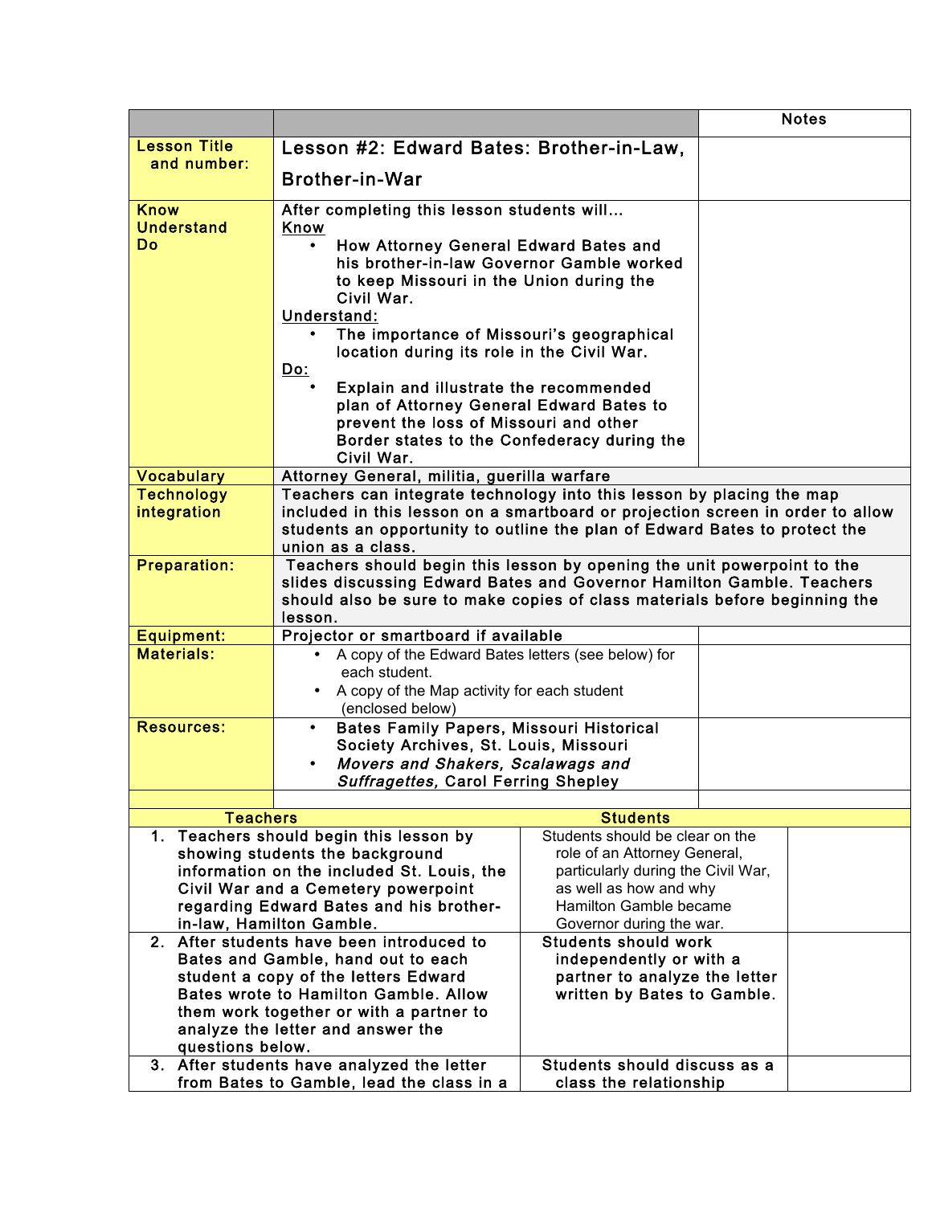| | | Notes |
|---|---|---|
| Lesson Title and number: | Lesson #2: Edward Bates: Brother-in-Law, Brother-in-War | |
| Know Understand Do | After completing this lesson students will…<br>Know<br>• How Attorney General Edward Bates and his brother-in-law Governor Gamble worked to keep Missouri in the Union during the Civil War.<br>Understand:<br>• The importance of Missouri's geographical location during its role in the Civil War.<br>Do:<br>• Explain and illustrate the recommended plan of Attorney General Edward Bates to prevent the loss of Missouri and other Border states to the Confederacy during the Civil War. | |
| Vocabulary | Attorney General, militia, guerilla warfare | |
| Technology integration | Teachers can integrate technology into this lesson by placing the map included in this lesson on a smartboard or projection screen in order to allow students an opportunity to outline the plan of Edward Bates to protect the union as a class. | |
| Preparation: | Teachers should begin this lesson by opening the unit powerpoint to the slides discussing Edward Bates and Governor Hamilton Gamble. Teachers should also be sure to make copies of class materials before beginning the lesson. | |
| Equipment: | Projector or smartboard if available | |
| Materials: | • A copy of the Edward Bates letters (see below) for each student.<br>• A copy of the Map activity for each student (enclosed below) | |
| Resources: | • Bates Family Papers, Missouri Historical Society Archives, St. Louis, Missouri<br>• *Movers and Shakers, Scalawags and Suffragettes,* Carol Ferring Shepley | |

| Teachers | Students | |
|---|---|---|
| 1. Teachers should begin this lesson by showing students the background information on the included St. Louis, the Civil War and a Cemetery powerpoint regarding Edward Bates and his brother-in-law, Hamilton Gamble. | Students should be clear on the role of an Attorney General, particularly during the Civil War, as well as how and why Hamilton Gamble became Governor during the war. | |
| 2. After students have been introduced to Bates and Gamble, hand out to each student a copy of the letters Edward Bates wrote to Hamilton Gamble. Allow them work together or with a partner to analyze the letter and answer the questions below. | Students should work independently or with a partner to analyze the letter written by Bates to Gamble. | |
| 3. After students have analyzed the letter from Bates to Gamble, lead the class in a | Students should discuss as a class the relationship | |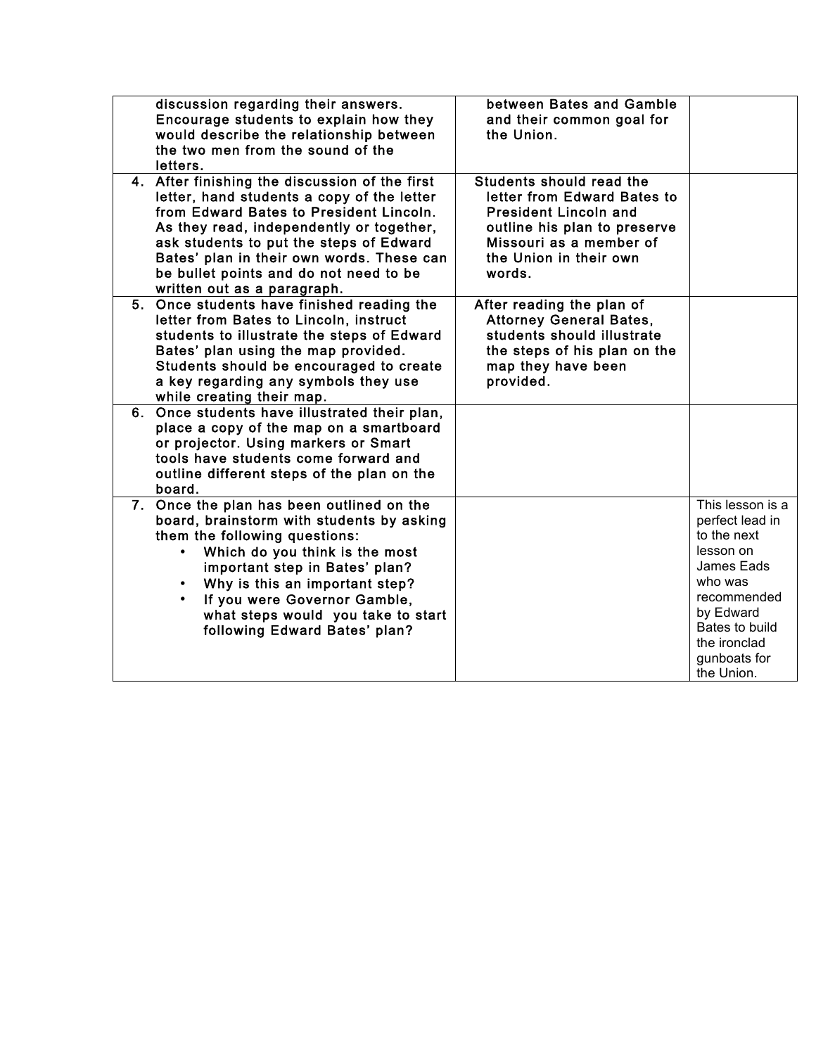| | | |
|---|---|---|
| discussion regarding their answers. Encourage students to explain how they would describe the relationship between the two men from the sound of the letters. | between Bates and Gamble and their common goal for the Union. | |
| 4. After finishing the discussion of the first letter, hand students a copy of the letter from Edward Bates to President Lincoln. As they read, independently or together, ask students to put the steps of Edward Bates' plan in their own words. These can be bullet points and do not need to be written out as a paragraph. | Students should read the letter from Edward Bates to President Lincoln and outline his plan to preserve Missouri as a member of the Union in their own words. | |
| 5. Once students have finished reading the letter from Bates to Lincoln, instruct students to illustrate the steps of Edward Bates' plan using the map provided. Students should be encouraged to create a key regarding any symbols they use while creating their map. | After reading the plan of Attorney General Bates, students should illustrate the steps of his plan on the map they have been provided. | |
| 6. Once students have illustrated their plan, place a copy of the map on a smartboard or projector. Using markers or Smart tools have students come forward and outline different steps of the plan on the board. | | |
| 7. Once the plan has been outlined on the board, brainstorm with students by asking them the following questions:<br>• Which do you think is the most important step in Bates' plan?<br>• Why is this an important step?<br>• If you were Governor Gamble, what steps would you take to start following Edward Bates' plan? | | This lesson is a perfect lead in to the next lesson on James Eads who was recommended by Edward Bates to build the ironclad gunboats for the Union. |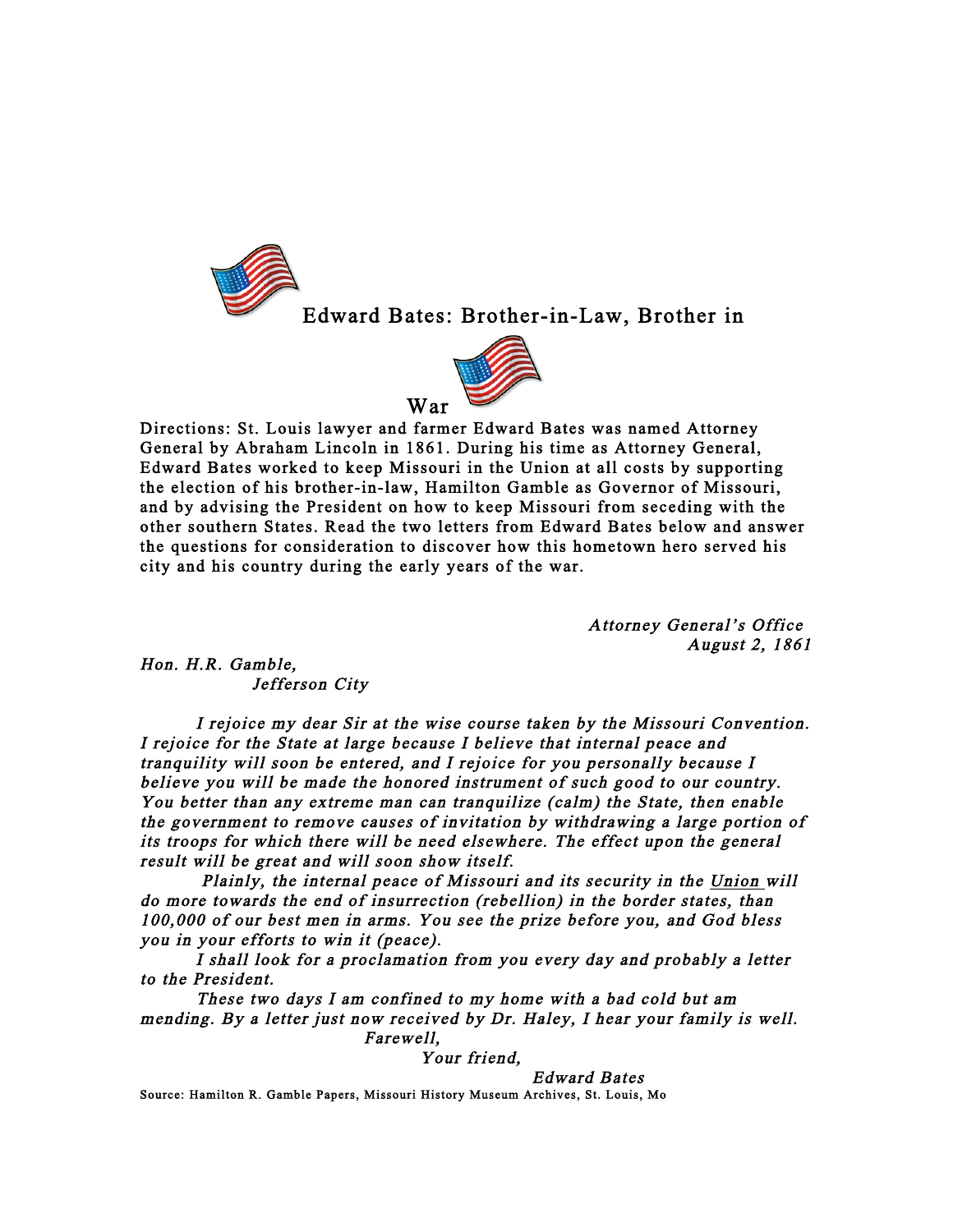# Edward Bates: Brother-in-Law, Brother in War

Directions: St. Louis lawyer and farmer Edward Bates was named Attorney General by Abraham Lincoln in 1861. During his time as Attorney General, Edward Bates worked to keep Missouri in the Union at all costs by supporting the election of his brother-in-law, Hamilton Gamble as Governor of Missouri, and by advising the President on how to keep Missouri from seceding with the other southern States. Read the two letters from Edward Bates below and answer the questions for consideration to discover how this hometown hero served his city and his country during the early years of the war.

*Attorney General's Office*
*August 2, 1861*

*Hon. H.R. Gamble,*
*Jefferson City*

*I rejoice my dear Sir at the wise course taken by the Missouri Convention. I rejoice for the State at large because I believe that internal peace and tranquility will soon be entered, and I rejoice for you personally because I believe you will be made the honored instrument of such good to our country. You better than any extreme man can tranquilize (calm) the State, then enable the government to remove causes of invitation by withdrawing a large portion of its troops for which there will be need elsewhere. The effect upon the general result will be great and will soon show itself.*

*Plainly, the internal peace of Missouri and its security in the <u>Union</u> will do more towards the end of insurrection (rebellion) in the border states, than 100,000 of our best men in arms. You see the prize before you, and God bless you in your efforts to win it (peace).*

*I shall look for a proclamation from you every day and probably a letter to the President.*

*These two days I am confined to my home with a bad cold but am mending. By a letter just now received by Dr. Haley, I hear your family is well.*

*Farewell,*
*Your friend,*
*Edward Bates*

Source: Hamilton R. Gamble Papers, Missouri History Museum Archives, St. Louis, Mo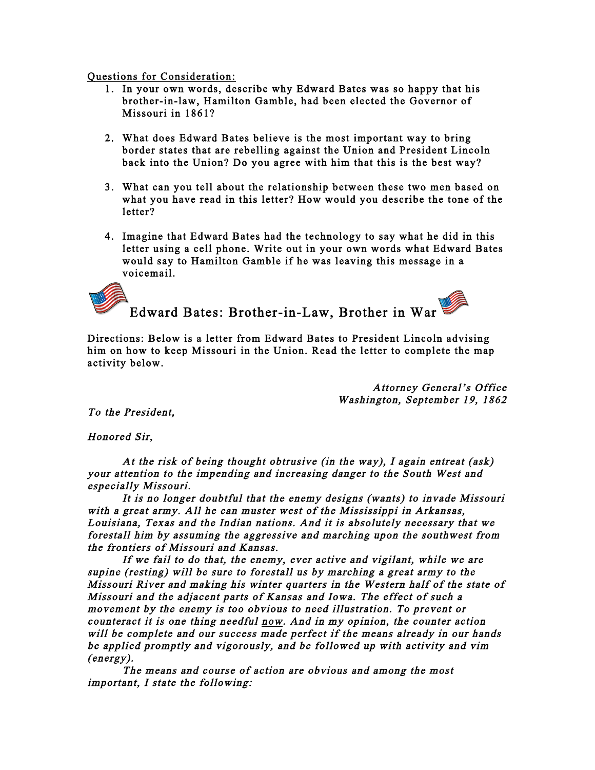<u>Questions for Consideration:</u>

1. In your own words, describe why Edward Bates was so happy that his brother-in-law, Hamilton Gamble, had been elected the Governor of Missouri in 1861?

2. What does Edward Bates believe is the most important way to bring border states that are rebelling against the Union and President Lincoln back into the Union? Do you agree with him that this is the best way?

3. What can you tell about the relationship between these two men based on what you have read in this letter? How would you describe the tone of the letter?

4. Imagine that Edward Bates had the technology to say what he did in this letter using a cell phone. Write out in your own words what Edward Bates would say to Hamilton Gamble if he was leaving this message in a voicemail.

## Edward Bates: Brother-in-Law, Brother in War

Directions: Below is a letter from Edward Bates to President Lincoln advising him on how to keep Missouri in the Union. Read the letter to complete the map activity below.

*Attorney General's Office*
*Washington, September 19, 1862*

*To the President,*

*Honored Sir,*

*At the risk of being thought obtrusive (in the way), I again entreat (ask) your attention to the impending and increasing danger to the South West and especially Missouri.*

*It is no longer doubtful that the enemy designs (wants) to invade Missouri with a great army. All he can muster west of the Mississippi in Arkansas, Louisiana, Texas and the Indian nations. And it is absolutely necessary that we forestall him by assuming the aggressive and marching upon the southwest from the frontiers of Missouri and Kansas.*

*If we fail to do that, the enemy, ever active and vigilant, while we are supine (resting) will be sure to forestall us by marching a great army to the Missouri River and making his winter quarters in the Western half of the state of Missouri and the adjacent parts of Kansas and Iowa. The effect of such a movement by the enemy is too obvious to need illustration. To prevent or counteract it is one thing needful <u>now</u>. And in my opinion, the counter action will be complete and our success made perfect if the means already in our hands be applied promptly and vigorously, and be followed up with activity and vim (energy).*

*The means and course of action are obvious and among the most important, I state the following:*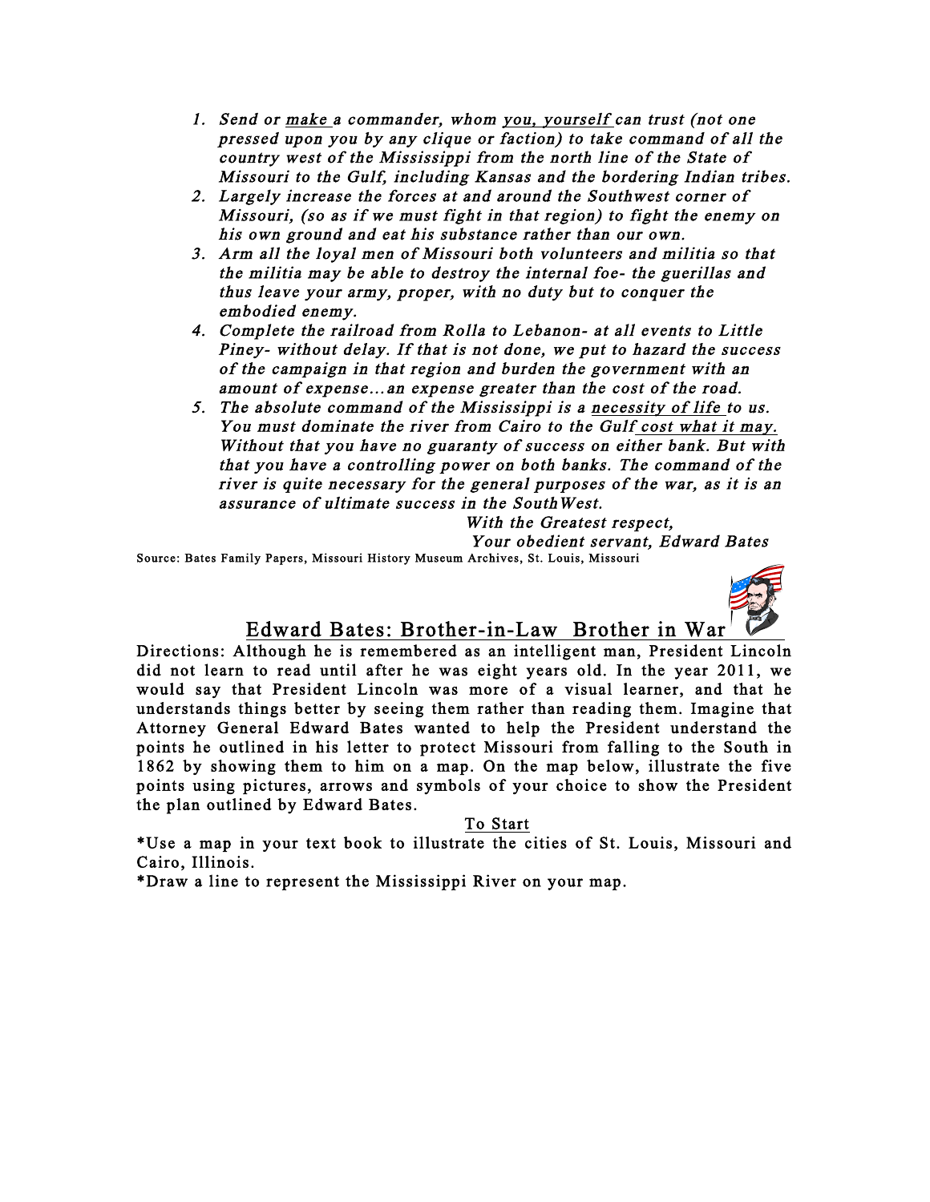1. *Send or <u>make</u> a commander, whom <u>you, yourself</u> can trust (not one pressed upon you by any clique or faction) to take command of all the country west of the Mississippi from the north line of the State of Missouri to the Gulf, including Kansas and the bordering Indian tribes.*
2. *Largely increase the forces at and around the Southwest corner of Missouri, (so as if we must fight in that region) to fight the enemy on his own ground and eat his substance rather than our own.*
3. *Arm all the loyal men of Missouri both volunteers and militia so that the militia may be able to destroy the internal foe- the guerillas and thus leave your army, proper, with no duty but to conquer the embodied enemy.*
4. *Complete the railroad from Rolla to Lebanon- at all events to Little Piney- without delay. If that is not done, we put to hazard the success of the campaign in that region and burden the government with an amount of expense…an expense greater than the cost of the road.*
5. *The absolute command of the Mississippi is a <u>necessity of life</u> to us. You must dominate the river from Cairo to the Gulf <u>cost what it may.</u> Without that you have no guaranty of success on either bank. But with that you have a controlling power on both banks. The command of the river is quite necessary for the general purposes of the war, as it is an assurance of ultimate success in the SouthWest.*

*With the Greatest respect,*
*Your obedient servant, Edward Bates*

Source: Bates Family Papers, Missouri History Museum Archives, St. Louis, Missouri

## Edward Bates: Brother-in-Law Brother in War

Directions: Although he is remembered as an intelligent man, President Lincoln did not learn to read until after he was eight years old. In the year 2011, we would say that President Lincoln was more of a visual learner, and that he understands things better by seeing them rather than reading them. Imagine that Attorney General Edward Bates wanted to help the President understand the points he outlined in his letter to protect Missouri from falling to the South in 1862 by showing them to him on a map. On the map below, illustrate the five points using pictures, arrows and symbols of your choice to show the President the plan outlined by Edward Bates.

<u>To Start</u>

*Use a map in your text book to illustrate the cities of St. Louis, Missouri and Cairo, Illinois.

*Draw a line to represent the Mississippi River on your map.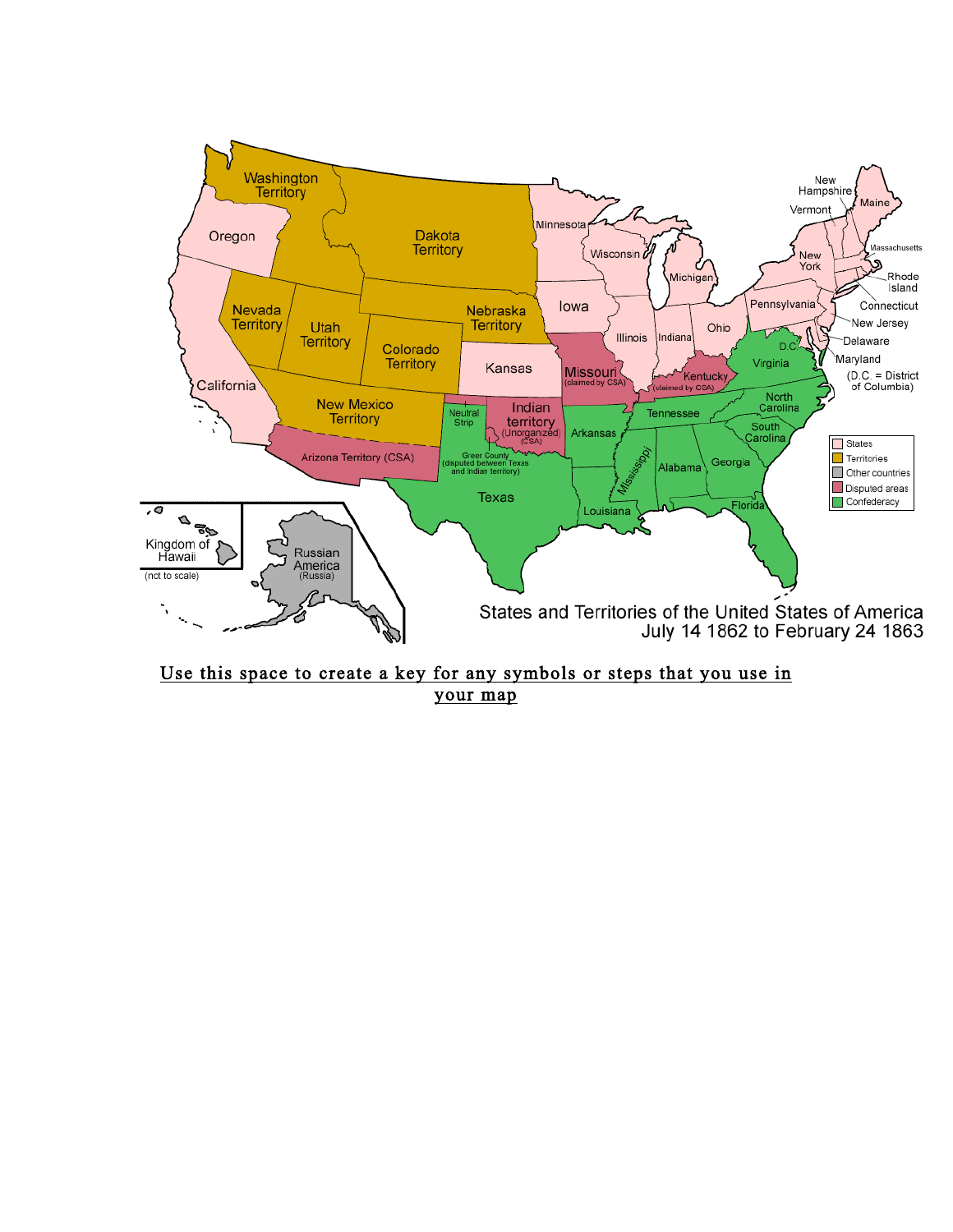Washington Territory

Oregon

Dakota Territory

Minnesota

Wisconsin

Michigan

New Hampshire

Vermont

Maine

Massachusetts

New York

Rhode Island

Connecticut

New Jersey

Delaware

Maryland

(D.C. = District of Columbia)

D.C.

Pennsylvania

Ohio

Indiana

Illinois

Iowa

Nebraska Territory

Nevada Territory

Utah Territory

Colorado Territory

Kansas

Missouri (claimed by CSA)

Kentucky (claimed by CSA)

Virginia

North Carolina

South Carolina

Tennessee

Georgia

Alabama

Mississippi

Florida

Louisiana

Arkansas

Texas

California

New Mexico Territory

Arizona Territory (CSA)

Neutral Strip

Indian territory (Unorganized) (CSA)

Greer County (disputed between Texas and Indian territory)

Kingdom of Hawaii

(not to scale)

Russian America (Russia)

States

Territories

Other countries

Disputed areas

Confederacy

States and Territories of the United States of America
July 14 1862 to February 24 1863

<u>Use this space to create a key for any symbols or steps that you use in your map</u>